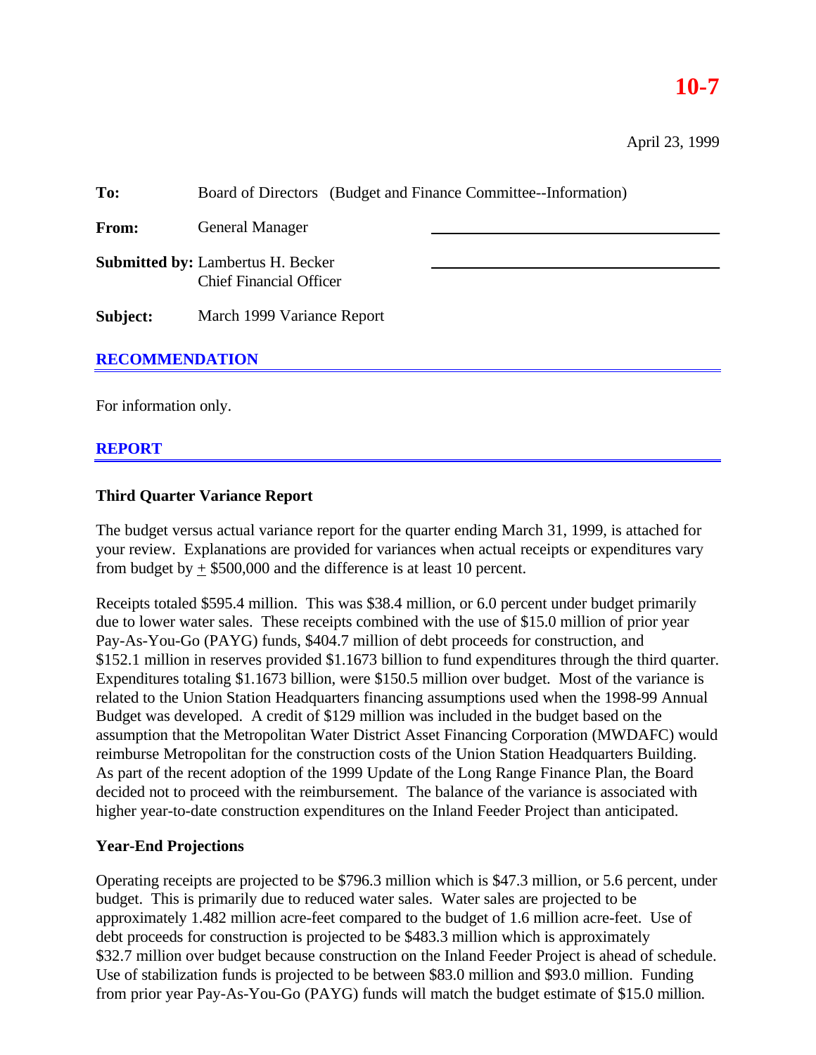# 10-7

April 23, 1999

**To:** Board of Directors (Budget and Finance Committee--Information)

**From:** General Manager

**Submitted by:** Lambertus H. Becker
Chief Financial Officer

**Subject:** March 1999 Variance Report

## RECOMMENDATION

For information only.

## REPORT

### Third Quarter Variance Report

The budget versus actual variance report for the quarter ending March 31, 1999, is attached for your review. Explanations are provided for variances when actual receipts or expenditures vary from budget by ± $500,000 and the difference is at least 10 percent.

Receipts totaled $595.4 million. This was $38.4 million, or 6.0 percent under budget primarily due to lower water sales. These receipts combined with the use of $15.0 million of prior year Pay-As-You-Go (PAYG) funds, $404.7 million of debt proceeds for construction, and $152.1 million in reserves provided $1.1673 billion to fund expenditures through the third quarter. Expenditures totaling $1.1673 billion, were $150.5 million over budget. Most of the variance is related to the Union Station Headquarters financing assumptions used when the 1998-99 Annual Budget was developed. A credit of $129 million was included in the budget based on the assumption that the Metropolitan Water District Asset Financing Corporation (MWDAFC) would reimburse Metropolitan for the construction costs of the Union Station Headquarters Building. As part of the recent adoption of the 1999 Update of the Long Range Finance Plan, the Board decided not to proceed with the reimbursement. The balance of the variance is associated with higher year-to-date construction expenditures on the Inland Feeder Project than anticipated.

### Year-End Projections

Operating receipts are projected to be $796.3 million which is $47.3 million, or 5.6 percent, under budget. This is primarily due to reduced water sales. Water sales are projected to be approximately 1.482 million acre-feet compared to the budget of 1.6 million acre-feet. Use of debt proceeds for construction is projected to be $483.3 million which is approximately $32.7 million over budget because construction on the Inland Feeder Project is ahead of schedule. Use of stabilization funds is projected to be between $83.0 million and $93.0 million. Funding from prior year Pay-As-You-Go (PAYG) funds will match the budget estimate of $15.0 million.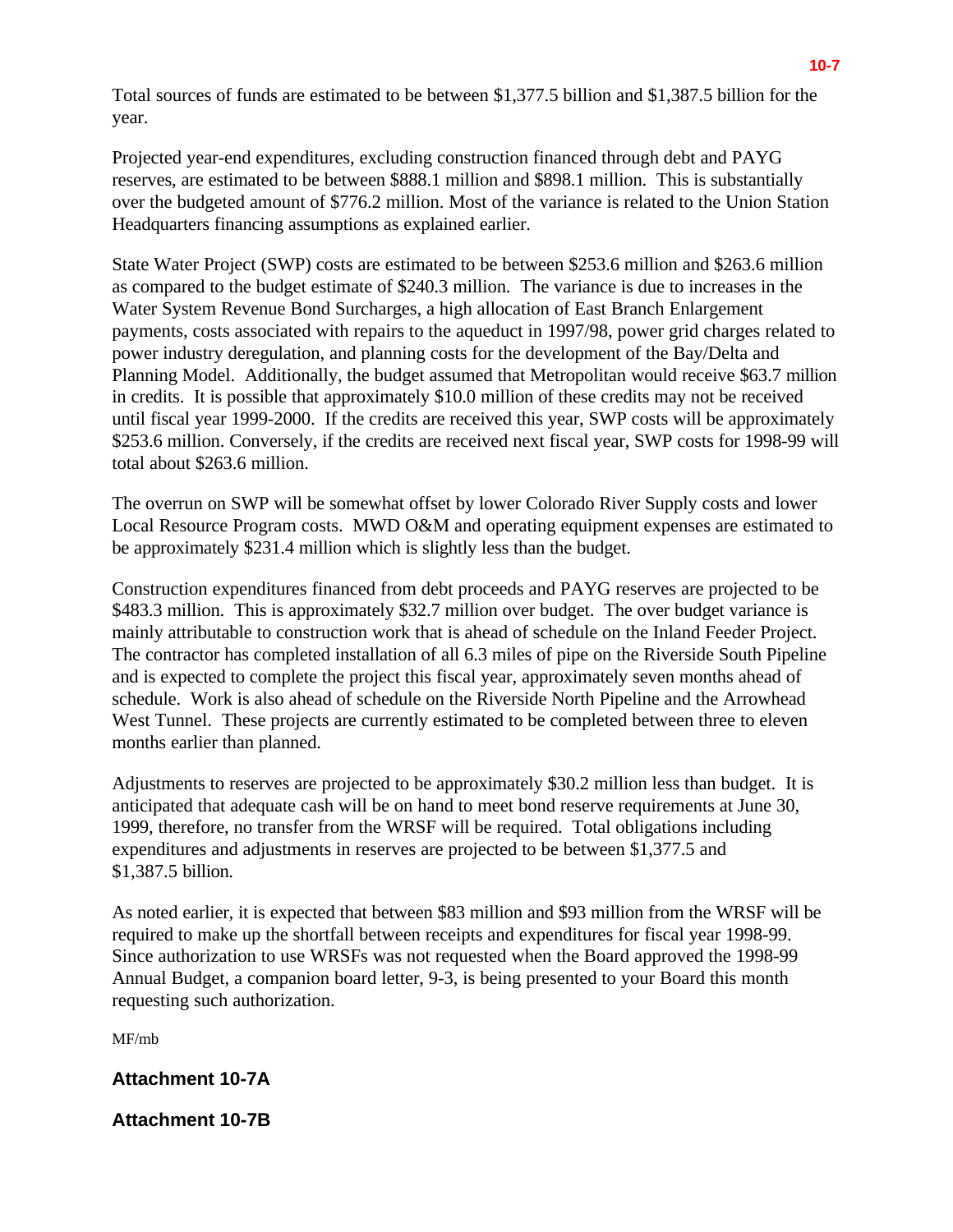Total sources of funds are estimated to be between $1,377.5 billion and $1,387.5 billion for the year.

Projected year-end expenditures, excluding construction financed through debt and PAYG reserves, are estimated to be between $888.1 million and $898.1 million. This is substantially over the budgeted amount of $776.2 million. Most of the variance is related to the Union Station Headquarters financing assumptions as explained earlier.

State Water Project (SWP) costs are estimated to be between $253.6 million and $263.6 million as compared to the budget estimate of $240.3 million. The variance is due to increases in the Water System Revenue Bond Surcharges, a high allocation of East Branch Enlargement payments, costs associated with repairs to the aqueduct in 1997/98, power grid charges related to power industry deregulation, and planning costs for the development of the Bay/Delta and Planning Model. Additionally, the budget assumed that Metropolitan would receive $63.7 million in credits. It is possible that approximately $10.0 million of these credits may not be received until fiscal year 1999-2000. If the credits are received this year, SWP costs will be approximately $253.6 million. Conversely, if the credits are received next fiscal year, SWP costs for 1998-99 will total about $263.6 million.

The overrun on SWP will be somewhat offset by lower Colorado River Supply costs and lower Local Resource Program costs. MWD O&M and operating equipment expenses are estimated to be approximately $231.4 million which is slightly less than the budget.

Construction expenditures financed from debt proceeds and PAYG reserves are projected to be $483.3 million. This is approximately $32.7 million over budget. The over budget variance is mainly attributable to construction work that is ahead of schedule on the Inland Feeder Project. The contractor has completed installation of all 6.3 miles of pipe on the Riverside South Pipeline and is expected to complete the project this fiscal year, approximately seven months ahead of schedule. Work is also ahead of schedule on the Riverside North Pipeline and the Arrowhead West Tunnel. These projects are currently estimated to be completed between three to eleven months earlier than planned.

Adjustments to reserves are projected to be approximately $30.2 million less than budget. It is anticipated that adequate cash will be on hand to meet bond reserve requirements at June 30, 1999, therefore, no transfer from the WRSF will be required. Total obligations including expenditures and adjustments in reserves are projected to be between $1,377.5 and $1,387.5 billion.

As noted earlier, it is expected that between $83 million and $93 million from the WRSF will be required to make up the shortfall between receipts and expenditures for fiscal year 1998-99. Since authorization to use WRSFs was not requested when the Board approved the 1998-99 Annual Budget, a companion board letter, 9-3, is being presented to your Board this month requesting such authorization.

MF/mb

**Attachment 10-7A**

**Attachment 10-7B**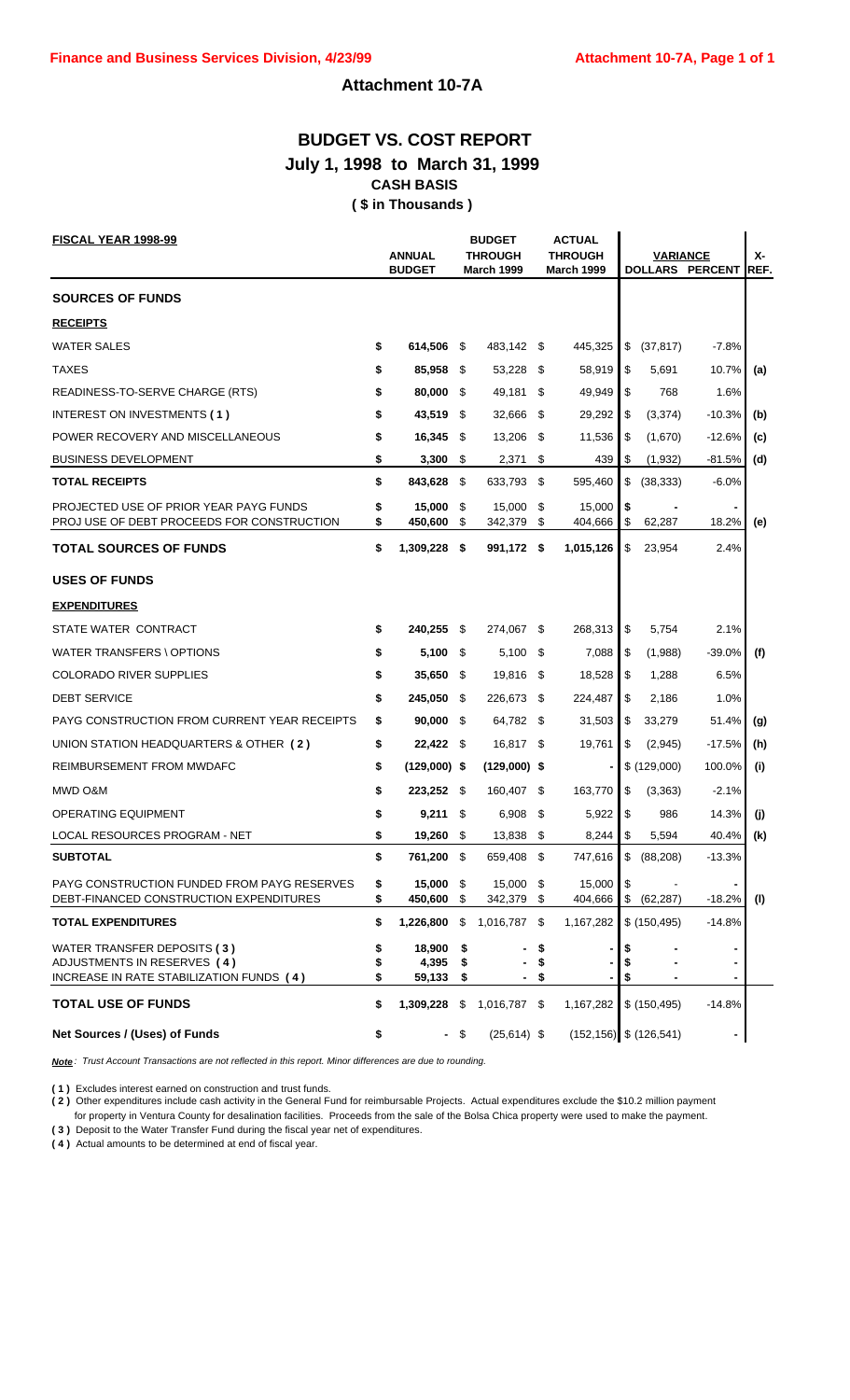Finance and Business Services Division, 4/23/99 — Attachment 10-7A, Page 1 of 1

## Attachment 10-7A

# BUDGET VS. COST REPORT
## July 1, 1998 to March 31, 1999
### CASH BASIS
### ( $ in Thousands )

| FISCAL YEAR 1998-99 | ANNUAL BUDGET | BUDGET THROUGH March 1999 | ACTUAL THROUGH March 1999 | VARIANCE DOLLARS | VARIANCE PERCENT | X-REF. |
|---|---|---|---|---|---|---|
| **SOURCES OF FUNDS** | | | | | | |
| **RECEIPTS** | | | | | | |
| WATER SALES | $ 614,506 | $ 483,142 | $ 445,325 | $ (37,817) | -7.8% | |
| TAXES | $ 85,958 | $ 53,228 | $ 58,919 | $ 5,691 | 10.7% | (a) |
| READINESS-TO-SERVE CHARGE (RTS) | $ 80,000 | $ 49,181 | $ 49,949 | $ 768 | 1.6% | |
| INTEREST ON INVESTMENTS ( 1 ) | $ 43,519 | $ 32,666 | $ 29,292 | $ (3,374) | -10.3% | (b) |
| POWER RECOVERY AND MISCELLANEOUS | $ 16,345 | $ 13,206 | $ 11,536 | $ (1,670) | -12.6% | (c) |
| BUSINESS DEVELOPMENT | $ 3,300 | $ 2,371 | $ 439 | $ (1,932) | -81.5% | (d) |
| **TOTAL RECEIPTS** | $ 843,628 | $ 633,793 | $ 595,460 | $ (38,333) | -6.0% | |
| PROJECTED USE OF PRIOR YEAR PAYG FUNDS | $ 15,000 | $ 15,000 | $ 15,000 | $ - | - | |
| PROJ USE OF DEBT PROCEEDS FOR CONSTRUCTION | $ 450,600 | $ 342,379 | $ 404,666 | $ 62,287 | 18.2% | (e) |
| **TOTAL SOURCES OF FUNDS** | $ 1,309,228 | $ 991,172 | $ 1,015,126 | $ 23,954 | 2.4% | |
| **USES OF FUNDS** | | | | | | |
| **EXPENDITURES** | | | | | | |
| STATE WATER CONTRACT | $ 240,255 | $ 274,067 | $ 268,313 | $ 5,754 | 2.1% | |
| WATER TRANSFERS \ OPTIONS | $ 5,100 | $ 5,100 | $ 7,088 | $ (1,988) | -39.0% | (f) |
| COLORADO RIVER SUPPLIES | $ 35,650 | $ 19,816 | $ 18,528 | $ 1,288 | 6.5% | |
| DEBT SERVICE | $ 245,050 | $ 226,673 | $ 224,487 | $ 2,186 | 1.0% | |
| PAYG CONSTRUCTION FROM CURRENT YEAR RECEIPTS | $ 90,000 | $ 64,782 | $ 31,503 | $ 33,279 | 51.4% | (g) |
| UNION STATION HEADQUARTERS & OTHER ( 2 ) | $ 22,422 | $ 16,817 | $ 19,761 | $ (2,945) | -17.5% | (h) |
| REIMBURSEMENT FROM MWDAFC | $ (129,000) | $ (129,000) | $ - | $ (129,000) | 100.0% | (i) |
| MWD O&M | $ 223,252 | $ 160,407 | $ 163,770 | $ (3,363) | -2.1% | |
| OPERATING EQUIPMENT | $ 9,211 | $ 6,908 | $ 5,922 | $ 986 | 14.3% | (j) |
| LOCAL RESOURCES PROGRAM - NET | $ 19,260 | $ 13,838 | $ 8,244 | $ 5,594 | 40.4% | (k) |
| **SUBTOTAL** | $ 761,200 | $ 659,408 | $ 747,616 | $ (88,208) | -13.3% | |
| PAYG CONSTRUCTION FUNDED FROM PAYG RESERVES | $ 15,000 | $ 15,000 | $ 15,000 | $ - | - | |
| DEBT-FINANCED CONSTRUCTION EXPENDITURES | $ 450,600 | $ 342,379 | $ 404,666 | $ (62,287) | -18.2% | (l) |
| **TOTAL EXPENDITURES** | $ 1,226,800 | $ 1,016,787 | $ 1,167,282 | $ (150,495) | -14.8% | |
| WATER TRANSFER DEPOSITS ( 3 ) | $ 18,900 | $ - | $ - | $ - | - | |
| ADJUSTMENTS IN RESERVES ( 4 ) | $ 4,395 | $ - | $ - | $ - | - | |
| INCREASE IN RATE STABILIZATION FUNDS ( 4 ) | $ 59,133 | $ - | $ - | $ - | - | |
| **TOTAL USE OF FUNDS** | $ 1,309,228 | $ 1,016,787 | $ 1,167,282 | $ (150,495) | -14.8% | |
| **Net Sources / (Uses) of Funds** | $ - | $ (25,614) | $ (152,156) | $ (126,541) | - | |

*Note: Trust Account Transactions are not reflected in this report. Minor differences are due to rounding.*

( 1 ) Excludes interest earned on construction and trust funds.

( 2 ) Other expenditures include cash activity in the General Fund for reimbursable Projects. Actual expenditures exclude the $10.2 million payment for property in Ventura County for desalination facilities. Proceeds from the sale of the Bolsa Chica property were used to make the payment.

( 3 ) Deposit to the Water Transfer Fund during the fiscal year net of expenditures.

( 4 ) Actual amounts to be determined at end of fiscal year.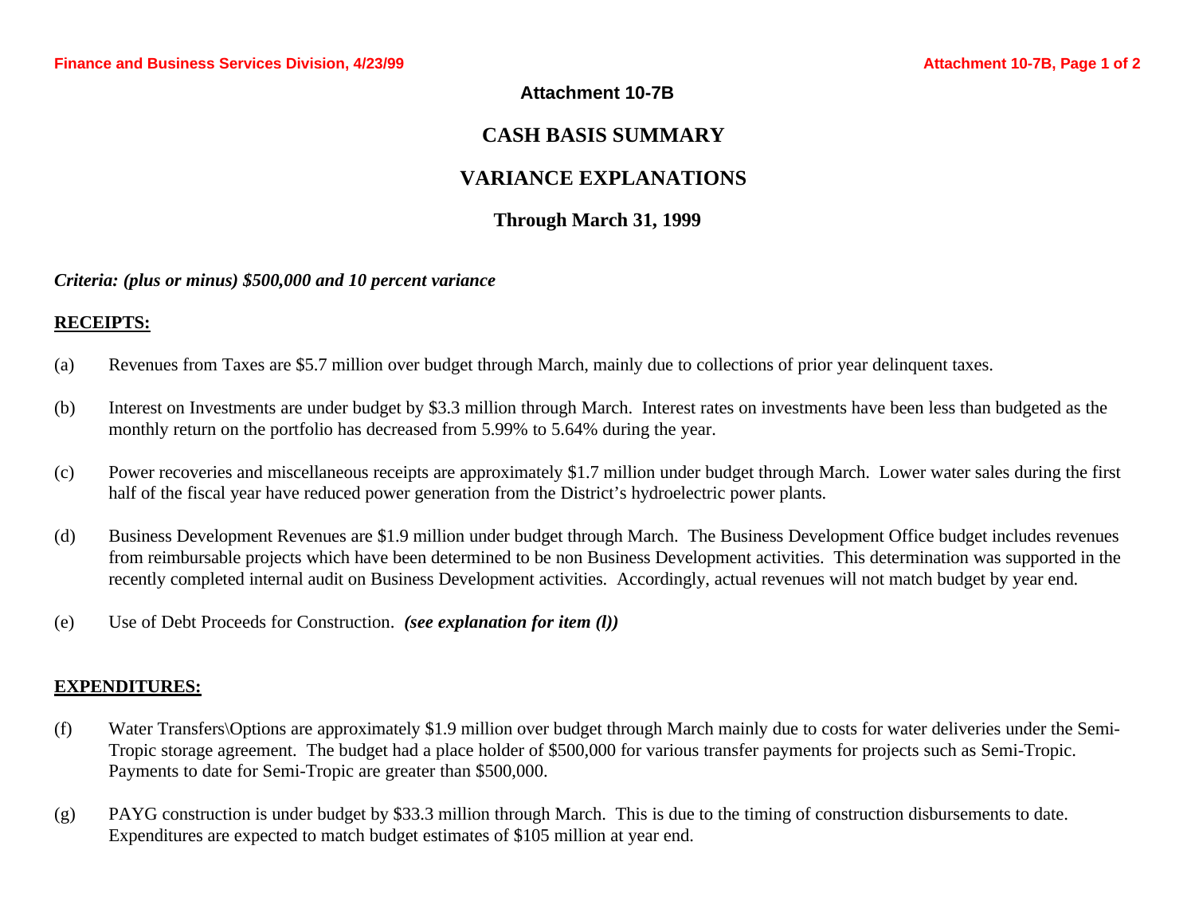# Attachment 10-7B

## CASH BASIS SUMMARY

## VARIANCE EXPLANATIONS

### Through March 31, 1999

***Criteria: (plus or minus) $500,000 and 10 percent variance***

**RECEIPTS:**

(a) Revenues from Taxes are $5.7 million over budget through March, mainly due to collections of prior year delinquent taxes.

(b) Interest on Investments are under budget by $3.3 million through March. Interest rates on investments have been less than budgeted as the monthly return on the portfolio has decreased from 5.99% to 5.64% during the year.

(c) Power recoveries and miscellaneous receipts are approximately $1.7 million under budget through March. Lower water sales during the first half of the fiscal year have reduced power generation from the District's hydroelectric power plants.

(d) Business Development Revenues are $1.9 million under budget through March. The Business Development Office budget includes revenues from reimbursable projects which have been determined to be non Business Development activities. This determination was supported in the recently completed internal audit on Business Development activities. Accordingly, actual revenues will not match budget by year end.

(e) Use of Debt Proceeds for Construction. ***(see explanation for item (l))***

**EXPENDITURES:**

(f) Water Transfers\Options are approximately $1.9 million over budget through March mainly due to costs for water deliveries under the Semi-Tropic storage agreement. The budget had a place holder of $500,000 for various transfer payments for projects such as Semi-Tropic. Payments to date for Semi-Tropic are greater than $500,000.

(g) PAYG construction is under budget by $33.3 million through March. This is due to the timing of construction disbursements to date. Expenditures are expected to match budget estimates of $105 million at year end.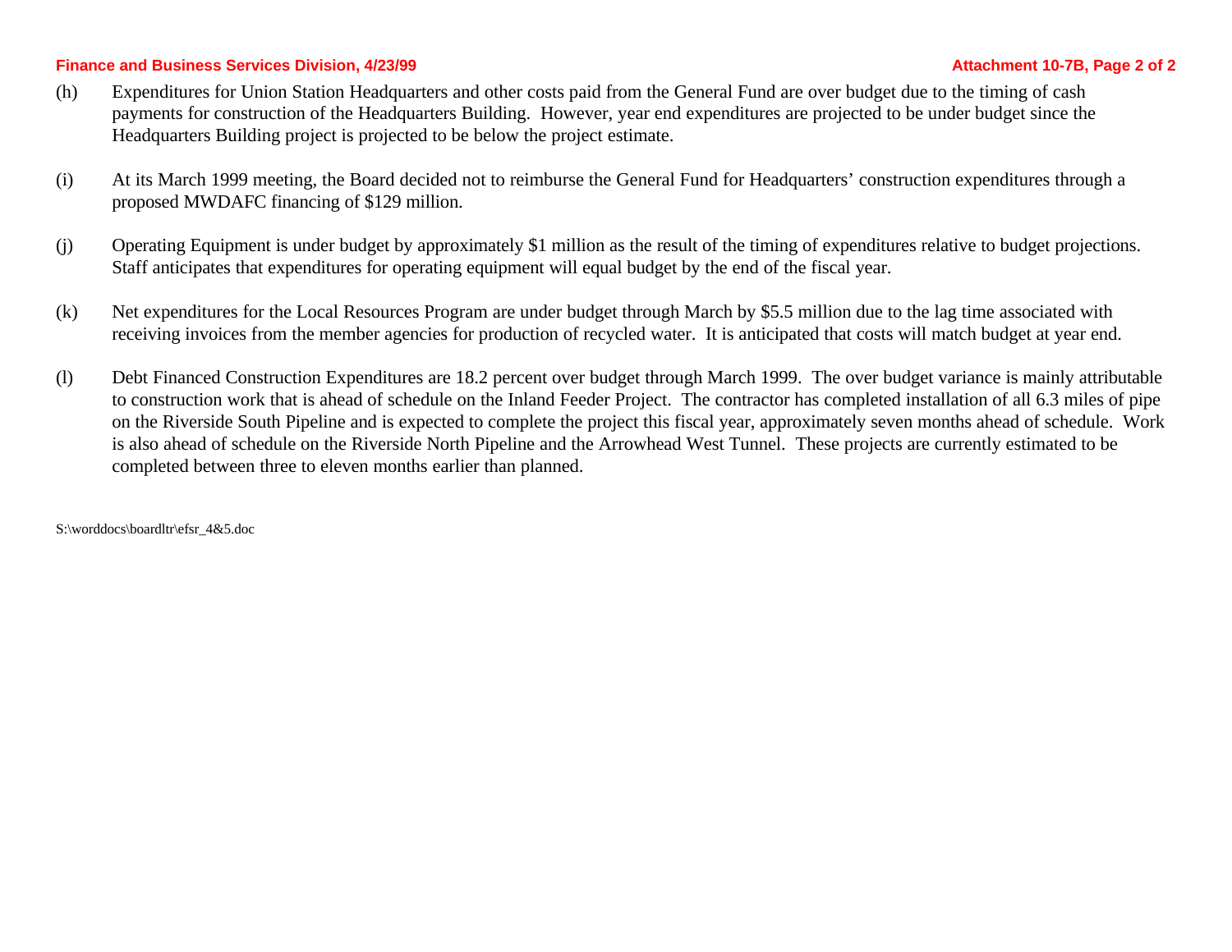(h) Expenditures for Union Station Headquarters and other costs paid from the General Fund are over budget due to the timing of cash payments for construction of the Headquarters Building. However, year end expenditures are projected to be under budget since the Headquarters Building project is projected to be below the project estimate.

(i) At its March 1999 meeting, the Board decided not to reimburse the General Fund for Headquarters' construction expenditures through a proposed MWDAFC financing of $129 million.

(j) Operating Equipment is under budget by approximately $1 million as the result of the timing of expenditures relative to budget projections. Staff anticipates that expenditures for operating equipment will equal budget by the end of the fiscal year.

(k) Net expenditures for the Local Resources Program are under budget through March by $5.5 million due to the lag time associated with receiving invoices from the member agencies for production of recycled water. It is anticipated that costs will match budget at year end.

(l) Debt Financed Construction Expenditures are 18.2 percent over budget through March 1999. The over budget variance is mainly attributable to construction work that is ahead of schedule on the Inland Feeder Project. The contractor has completed installation of all 6.3 miles of pipe on the Riverside South Pipeline and is expected to complete the project this fiscal year, approximately seven months ahead of schedule. Work is also ahead of schedule on the Riverside North Pipeline and the Arrowhead West Tunnel. These projects are currently estimated to be completed between three to eleven months earlier than planned.

S:\worddocs\boardltr\efsr_4&5.doc